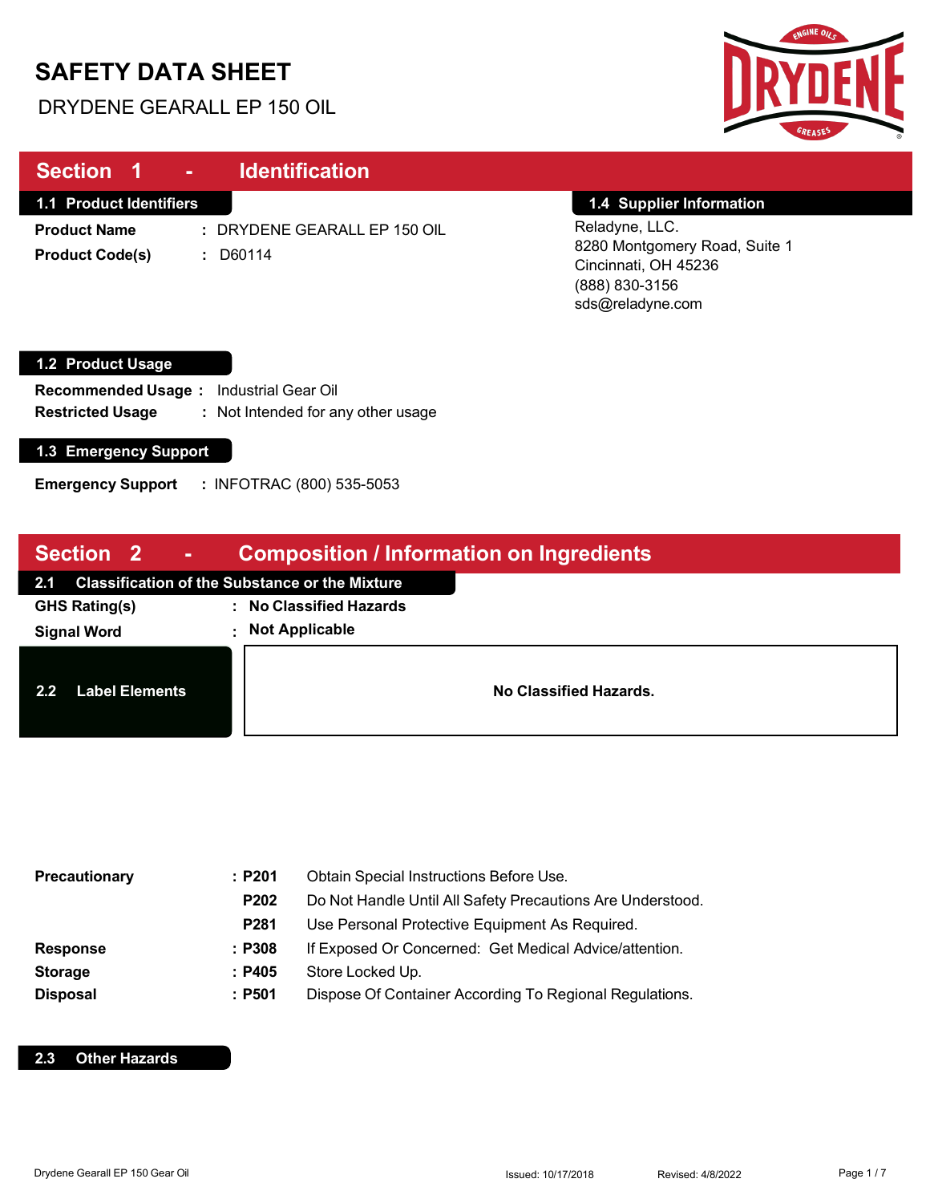# SAFETY DATA SHEET

DRYDENE GEARALL EP 150 OIL

## Section 1 - Identification

### 1.1 Product Identifiers

**Product Name** : DRYDENE GEARALL EP 150 OIL

**Product Code(s)** : D60114

### 1.4 Supplier Information

Reladyne, LLC.
8280 Montgomery Road, Suite 1
Cincinnati, OH 45236
(888) 830-3156
sds@reladyne.com

### 1.2 Product Usage

**Recommended Usage** : Industrial Gear Oil

**Restricted Usage** : Not Intended for any other usage

### 1.3 Emergency Support

**Emergency Support** : INFOTRAC (800) 535-5053

## Section 2 - Composition / Information on Ingredients

### 2.1 Classification of the Substance or the Mixture

**GHS Rating(s)** : **No Classified Hazards**

**Signal Word** : **Not Applicable**

### 2.2 Label Elements

**No Classified Hazards.**

| | | |
|---|---|---|
| **Precautionary** | **: P201** | Obtain Special Instructions Before Use. |
| | **P202** | Do Not Handle Until All Safety Precautions Are Understood. |
| | **P281** | Use Personal Protective Equipment As Required. |
| **Response** | **: P308** | If Exposed Or Concerned: Get Medical Advice/attention. |
| **Storage** | **: P405** | Store Locked Up. |
| **Disposal** | **: P501** | Dispose Of Container According To Regional Regulations. |

### 2.3 Other Hazards

Drydene Gearall EP 150 Gear Oil Issued: 10/17/2018 Revised: 4/8/2022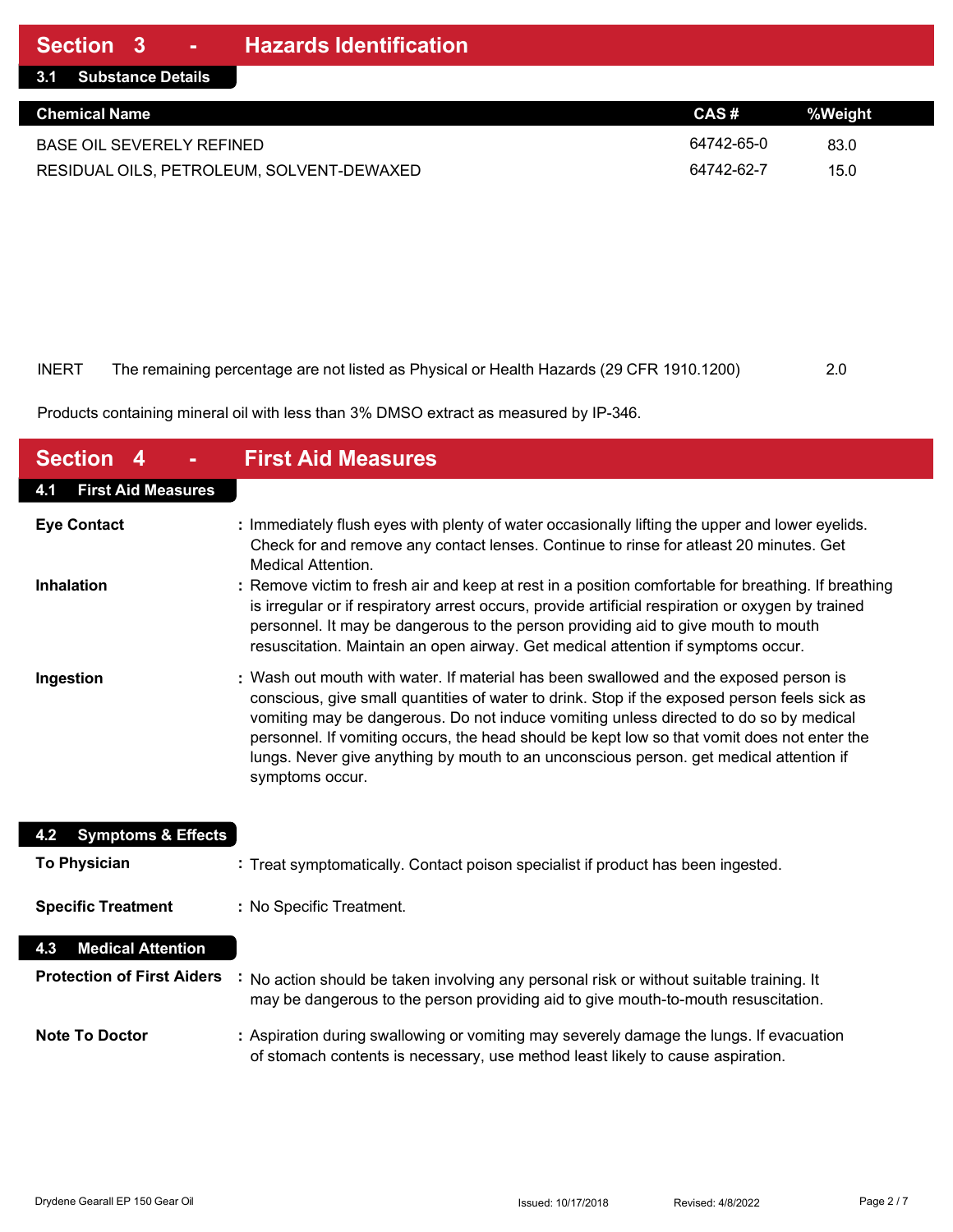## Section 3 - Hazards Identification

### 3.1 Substance Details

| Chemical Name | CAS # | %Weight |
| --- | --- | --- |
| BASE OIL SEVERELY REFINED | 64742-65-0 | 83.0 |
| RESIDUAL OILS, PETROLEUM, SOLVENT-DEWAXED | 64742-62-7 | 15.0 |

INERT The remaining percentage are not listed as Physical or Health Hazards (29 CFR 1910.1200) 2.0

Products containing mineral oil with less than 3% DMSO extract as measured by IP-346.

## Section 4 - First Aid Measures

### 4.1 First Aid Measures

**Eye Contact** : Immediately flush eyes with plenty of water occasionally lifting the upper and lower eyelids. Check for and remove any contact lenses. Continue to rinse for atleast 20 minutes. Get Medical Attention.

**Inhalation** : Remove victim to fresh air and keep at rest in a position comfortable for breathing. If breathing is irregular or if respiratory arrest occurs, provide artificial respiration or oxygen by trained personnel. It may be dangerous to the person providing aid to give mouth to mouth resuscitation. Maintain an open airway. Get medical attention if symptoms occur.

**Ingestion** : Wash out mouth with water. If material has been swallowed and the exposed person is conscious, give small quantities of water to drink. Stop if the exposed person feels sick as vomiting may be dangerous. Do not induce vomiting unless directed to do so by medical personnel. If vomiting occurs, the head should be kept low so that vomit does not enter the lungs. Never give anything by mouth to an unconscious person. get medical attention if symptoms occur.

### 4.2 Symptoms & Effects

**To Physician** : Treat symptomatically. Contact poison specialist if product has been ingested.

**Specific Treatment** : No Specific Treatment.

### 4.3 Medical Attention

**Protection of First Aiders** : No action should be taken involving any personal risk or without suitable training. It may be dangerous to the person providing aid to give mouth-to-mouth resuscitation.

**Note To Doctor** : Aspiration during swallowing or vomiting may severely damage the lungs. If evacuation of stomach contents is necessary, use method least likely to cause aspiration.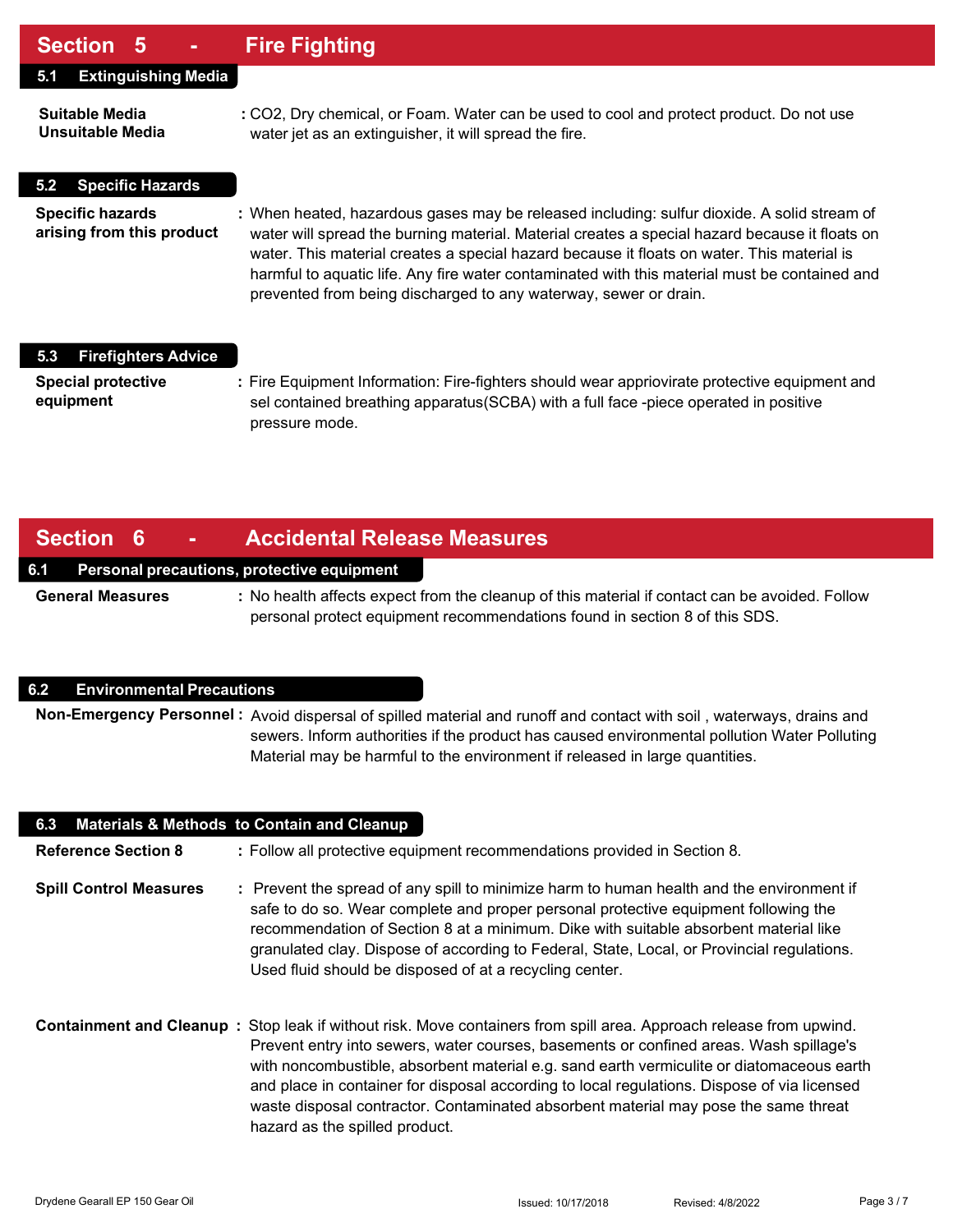## Section 5 - Fire Fighting

### 5.1 Extinguishing Media

**Suitable Media**
**Unsuitable Media**
: $CO_2$, Dry chemical, or Foam. Water can be used to cool and protect product. Do not use water jet as an extinguisher, it will spread the fire.

### 5.2 Specific Hazards

**Specific hazards arising from this product** : When heated, hazardous gases may be released including: sulfur dioxide. A solid stream of water will spread the burning material. Material creates a special hazard because it floats on water. This material creates a special hazard because it floats on water. This material is harmful to aquatic life. Any fire water contaminated with this material must be contained and prevented from being discharged to any waterway, sewer or drain.

### 5.3 Firefighters Advice

**Special protective equipment** : Fire Equipment Information: Fire-fighters should wear appriovirate protective equipment and sel contained breathing apparatus(SCBA) with a full face -piece operated in positive pressure mode.

## Section 6 - Accidental Release Measures

### 6.1 Personal precautions, protective equipment

**General Measures** : No health affects expect from the cleanup of this material if contact can be avoided. Follow personal protect equipment recommendations found in section 8 of this SDS.

### 6.2 Environmental Precautions

**Non-Emergency Personnel** : Avoid dispersal of spilled material and runoff and contact with soil , waterways, drains and sewers. Inform authorities if the product has caused environmental pollution Water Polluting Material may be harmful to the environment if released in large quantities.

### 6.3 Materials & Methods to Contain and Cleanup

**Reference Section 8** : Follow all protective equipment recommendations provided in Section 8.

**Spill Control Measures** : Prevent the spread of any spill to minimize harm to human health and the environment if safe to do so. Wear complete and proper personal protective equipment following the recommendation of Section 8 at a minimum. Dike with suitable absorbent material like granulated clay. Dispose of according to Federal, State, Local, or Provincial regulations. Used fluid should be disposed of at a recycling center.

**Containment and Cleanup** : Stop leak if without risk. Move containers from spill area. Approach release from upwind. Prevent entry into sewers, water courses, basements or confined areas. Wash spillage's with noncombustible, absorbent material e.g. sand earth vermiculite or diatomaceous earth and place in container for disposal according to local regulations. Dispose of via licensed waste disposal contractor. Contaminated absorbent material may pose the same threat hazard as the spilled product.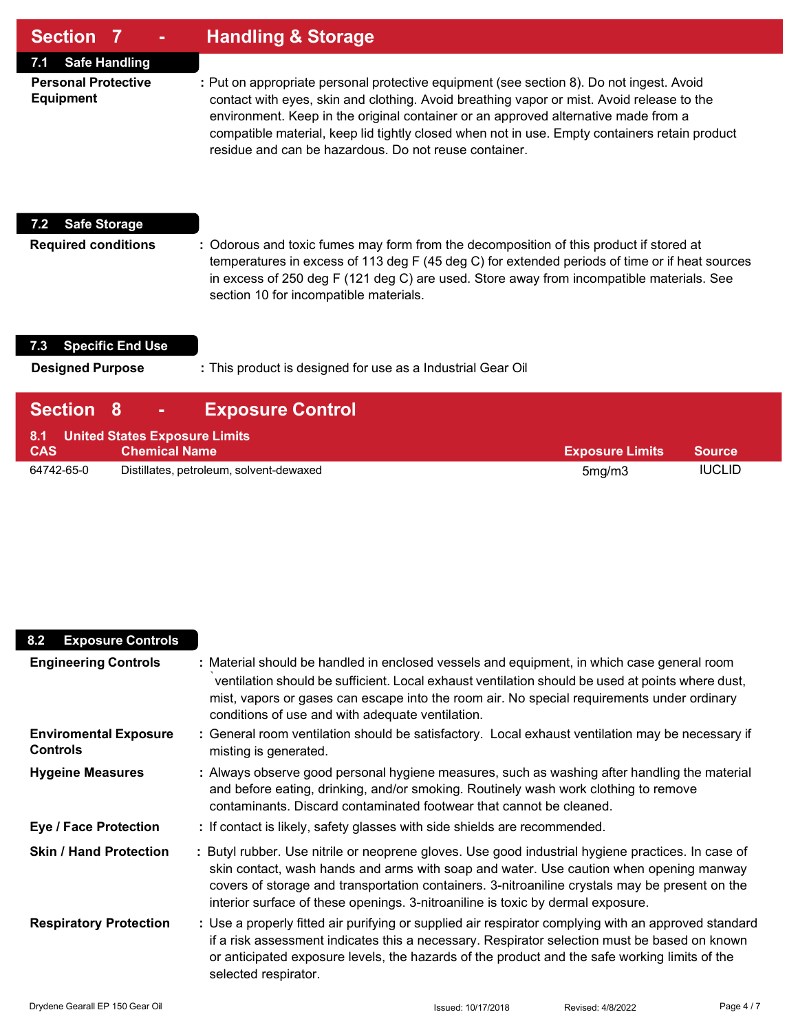## Section 7 - Handling & Storage

### 7.1 Safe Handling

**Personal Protective Equipment** : Put on appropriate personal protective equipment (see section 8). Do not ingest. Avoid contact with eyes, skin and clothing. Avoid breathing vapor or mist. Avoid release to the environment. Keep in the original container or an approved alternative made from a compatible material, keep lid tightly closed when not in use. Empty containers retain product residue and can be hazardous. Do not reuse container.

### 7.2 Safe Storage

**Required conditions** : Odorous and toxic fumes may form from the decomposition of this product if stored at temperatures in excess of 113 deg F (45 deg C) for extended periods of time or if heat sources in excess of 250 deg F (121 deg C) are used. Store away from incompatible materials. See section 10 for incompatible materials.

### 7.3 Specific End Use

**Designed Purpose** : This product is designed for use as a Industrial Gear Oil

## Section 8 - Exposure Control

### 8.1 United States Exposure Limits

| CAS | Chemical Name | Exposure Limits | Source |
|---|---|---|---|
| 64742-65-0 | Distillates, petroleum, solvent-dewaxed | 5mg/m3 | IUCLID |

### 8.2 Exposure Controls

**Engineering Controls** : Material should be handled in enclosed vessels and equipment, in which case general room `ventilation should be sufficient. Local exhaust ventilation should be used at points where dust, mist, vapors or gases can escape into the room air. No special requirements under ordinary conditions of use and with adequate ventilation.

**Enviromental Exposure Controls** : General room ventilation should be satisfactory. Local exhaust ventilation may be necessary if misting is generated.

**Hygeine Measures** : Always observe good personal hygiene measures, such as washing after handling the material and before eating, drinking, and/or smoking. Routinely wash work clothing to remove contaminants. Discard contaminated footwear that cannot be cleaned.

**Eye / Face Protection** : If contact is likely, safety glasses with side shields are recommended.

**Skin / Hand Protection** : Butyl rubber. Use nitrile or neoprene gloves. Use good industrial hygiene practices. In case of skin contact, wash hands and arms with soap and water. Use caution when opening manway covers of storage and transportation containers. 3-nitroaniline crystals may be present on the interior surface of these openings. 3-nitroaniline is toxic by dermal exposure.

**Respiratory Protection** : Use a properly fitted air purifying or supplied air respirator complying with an approved standard if a risk assessment indicates this a necessary. Respirator selection must be based on known or anticipated exposure levels, the hazards of the product and the safe working limits of the selected respirator.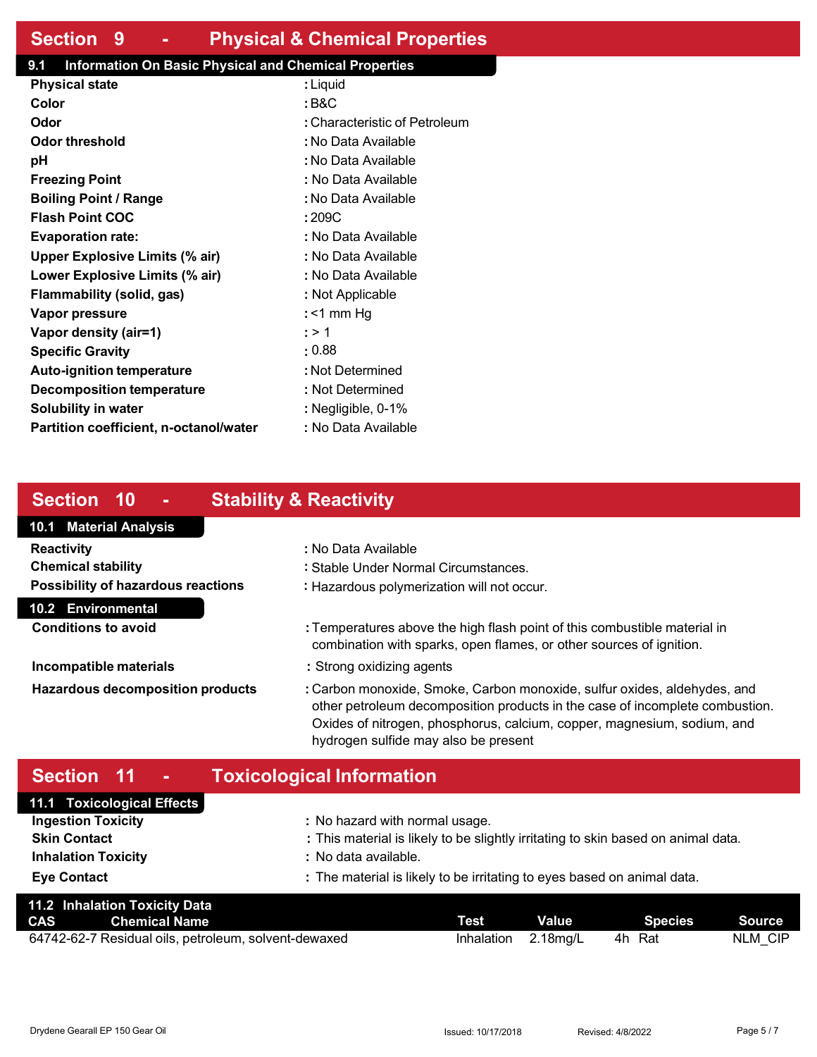## Section 9 - Physical & Chemical Properties

### 9.1 Information On Basic Physical and Chemical Properties

| Property | Value |
|---|---|
| **Physical state** | : Liquid |
| **Color** | : B&C |
| **Odor** | : Characteristic of Petroleum |
| **Odor threshold** | : No Data Available |
| **pH** | : No Data Available |
| **Freezing Point** | : No Data Available |
| **Boiling Point / Range** | : No Data Available |
| **Flash Point COC** | : 209C |
| **Evaporation rate:** | : No Data Available |
| **Upper Explosive Limits (% air)** | : No Data Available |
| **Lower Explosive Limits (% air)** | : No Data Available |
| **Flammability (solid, gas)** | : Not Applicable |
| **Vapor pressure** | : <1 mm Hg |
| **Vapor density (air=1)** | : > 1 |
| **Specific Gravity** | : 0.88 |
| **Auto-ignition temperature** | : Not Determined |
| **Decomposition temperature** | : Not Determined |
| **Solubility in water** | : Negligible, 0-1% |
| **Partition coefficient, n-octanol/water** | : No Data Available |

## Section 10 - Stability & Reactivity

### 10.1 Material Analysis

**Reactivity** : No Data Available

**Chemical stability** : Stable Under Normal Circumstances.

**Possibility of hazardous reactions** : Hazardous polymerization will not occur.

### 10.2 Environmental

**Conditions to avoid** : Temperatures above the high flash point of this combustible material in combination with sparks, open flames, or other sources of ignition.

**Incompatible materials** : Strong oxidizing agents

**Hazardous decomposition products** : Carbon monoxide, Smoke, Carbon monoxide, sulfur oxides, aldehydes, and other petroleum decomposition products in the case of incomplete combustion. Oxides of nitrogen, phosphorus, calcium, copper, magnesium, sodium, and hydrogen sulfide may also be present

## Section 11 - Toxicological Information

### 11.1 Toxicological Effects

**Ingestion Toxicity** : No hazard with normal usage.

**Skin Contact** : This material is likely to be slightly irritating to skin based on animal data.

**Inhalation Toxicity** : No data available.

**Eye Contact** : The material is likely to be irritating to eyes based on animal data.

### 11.2 Inhalation Toxicity Data

| CAS | Chemical Name | Test | Value | Species | Source |
|---|---|---|---|---|---|
| 64742-62-7 | Residual oils, petroleum, solvent-dewaxed | Inhalation | 2.18mg/L | 4h Rat | NLM_CIP |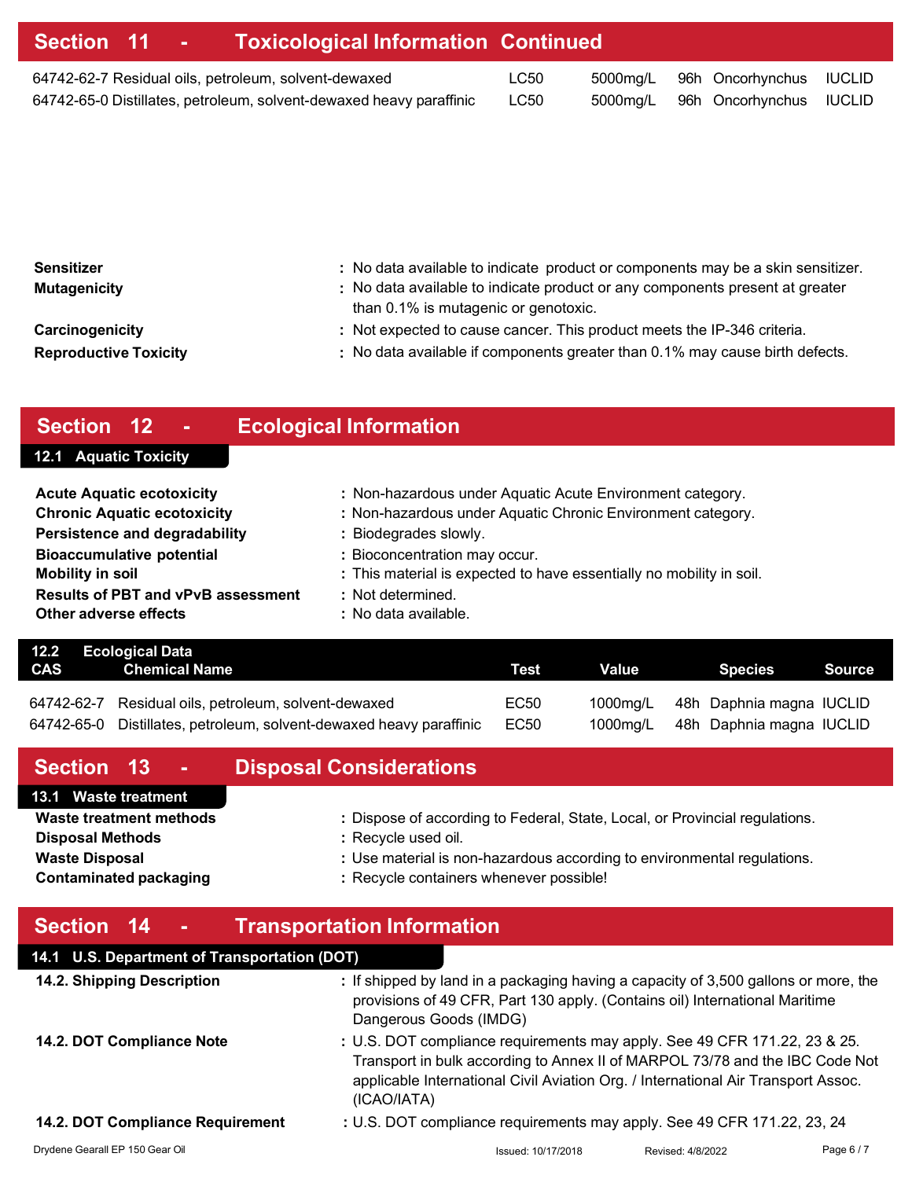## Section 11 - Toxicological Information Continued

| CAS | Chemical Name | Test | Value | | Species | Source |
|---|---|---|---|---|---|---|
| 64742-62-7 | Residual oils, petroleum, solvent-dewaxed | LC50 | 5000mg/L | 96h | Oncorhynchus | IUCLID |
| 64742-65-0 | Distillates, petroleum, solvent-dewaxed heavy paraffinic | LC50 | 5000mg/L | 96h | Oncorhynchus | IUCLID |

**Sensitizer** : No data available to indicate product or components may be a skin sensitizer.

**Mutagenicity** : No data available to indicate product or any components present at greater than 0.1% is mutagenic or genotoxic.

**Carcinogenicity** : Not expected to cause cancer. This product meets the IP-346 criteria.

**Reproductive Toxicity** : No data available if components greater than 0.1% may cause birth defects.

## Section 12 - Ecological Information

### 12.1 Aquatic Toxicity

**Acute Aquatic ecotoxicity** : Non-hazardous under Aquatic Acute Environment category.

**Chronic Aquatic ecotoxicity** : Non-hazardous under Aquatic Chronic Environment category.

**Persistence and degradability** : Biodegrades slowly.

**Bioaccumulative potential** : Bioconcentration may occur.

**Mobility in soil** : This material is expected to have essentially no mobility in soil.

**Results of PBT and vPvB assessment** : Not determined.

**Other adverse effects** : No data available.

### 12.2 Ecological Data

| CAS | Chemical Name | Test | Value | | Species | Source |
|---|---|---|---|---|---|---|
| 64742-62-7 | Residual oils, petroleum, solvent-dewaxed | EC50 | 1000mg/L | 48h | Daphnia magna | IUCLID |
| 64742-65-0 | Distillates, petroleum, solvent-dewaxed heavy paraffinic | EC50 | 1000mg/L | 48h | Daphnia magna | IUCLID |

## Section 13 - Disposal Considerations

### 13.1 Waste treatment

**Waste treatment methods** : Dispose of according to Federal, State, Local, or Provincial regulations.

**Disposal Methods** : Recycle used oil.

**Waste Disposal** : Use material is non-hazardous according to environmental regulations.

**Contaminated packaging** : Recycle containers whenever possible!

## Section 14 - Transportation Information

### 14.1 U.S. Department of Transportation (DOT)

**14.2. Shipping Description** : If shipped by land in a packaging having a capacity of 3,500 gallons or more, the provisions of 49 CFR, Part 130 apply. (Contains oil) International Maritime Dangerous Goods (IMDG)

**14.2. DOT Compliance Note** : U.S. DOT compliance requirements may apply. See 49 CFR 171.22, 23 & 25. Transport in bulk according to Annex II of MARPOL 73/78 and the IBC Code Not applicable International Civil Aviation Org. / International Air Transport Assoc. (ICAO/IATA)

**14.2. DOT Compliance Requirement** : U.S. DOT compliance requirements may apply. See 49 CFR 171.22, 23, 24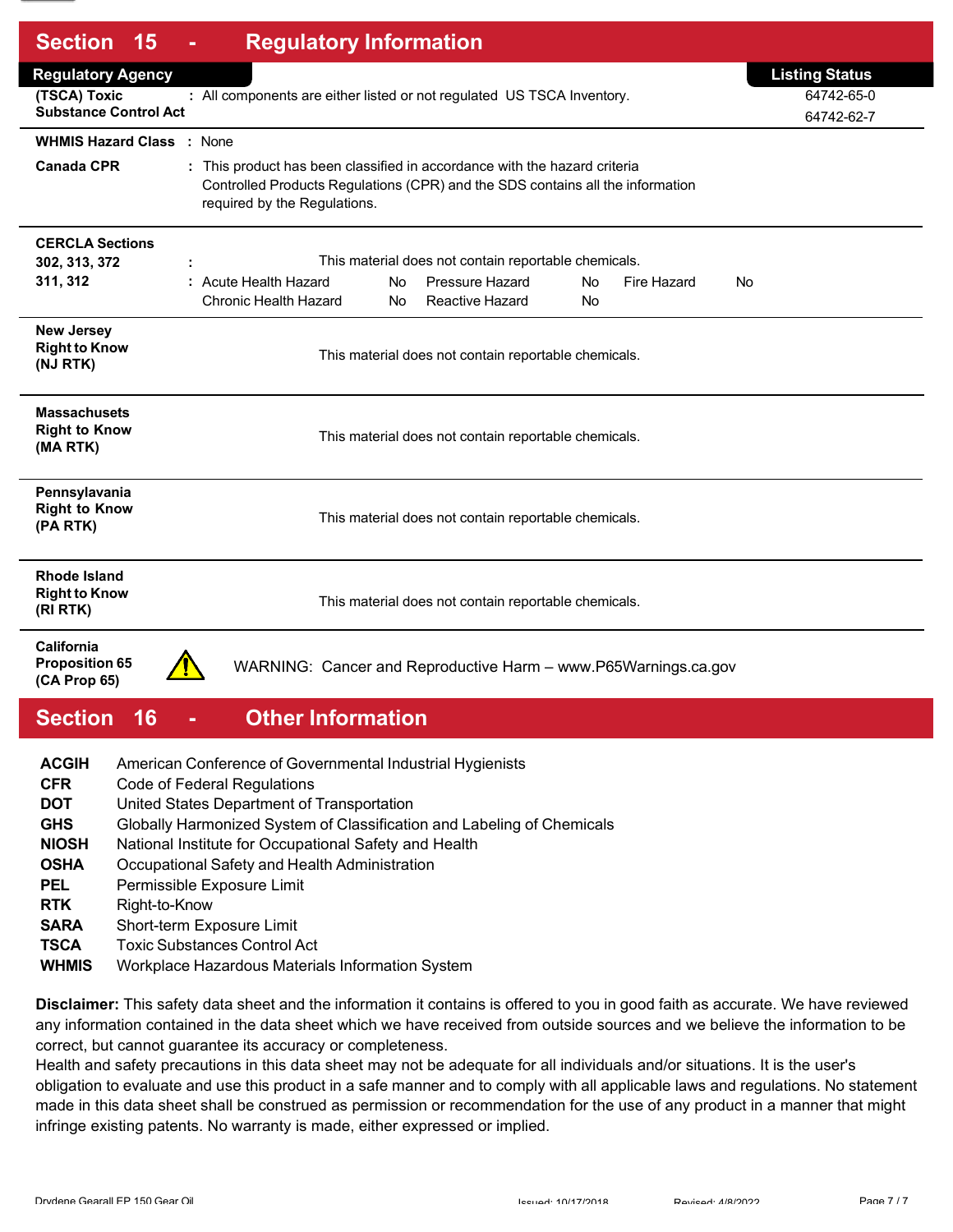## Section 15 - Regulatory Information

| Regulatory Agency | | Listing Status |
|---|---|---|
| (TSCA) Toxic Substance Control Act | : All components are either listed or not regulated US TSCA Inventory. | 64742-65-0<br>64742-62-7 |

**WHMIS Hazard Class** : None

**Canada CPR** : This product has been classified in accordance with the hazard criteria Controlled Products Regulations (CPR) and the SDS contains all the information required by the Regulations.

**CERCLA Sections**

**302, 313, 372** : This material does not contain reportable chemicals.

**311, 312** :

| | | | | | |
|---|---|---|---|---|---|
| Acute Health Hazard | No | Pressure Hazard | No | Fire Hazard | No |
| Chronic Health Hazard | No | Reactive Hazard | No | | |

**New Jersey Right to Know (NJ RTK)**

This material does not contain reportable chemicals.

**Massachusets Right to Know (MA RTK)**

This material does not contain reportable chemicals.

**Pennsylavania Right to Know (PA RTK)**

This material does not contain reportable chemicals.

**Rhode Island Right to Know (RI RTK)**

This material does not contain reportable chemicals.

**California Proposition 65 (CA Prop 65)**

WARNING: Cancer and Reproductive Harm – www.P65Warnings.ca.gov

## Section 16 - Other Information

| | |
|---|---|
| **ACGIH** | American Conference of Governmental Industrial Hygienists |
| **CFR** | Code of Federal Regulations |
| **DOT** | United States Department of Transportation |
| **GHS** | Globally Harmonized System of Classification and Labeling of Chemicals |
| **NIOSH** | National Institute for Occupational Safety and Health |
| **OSHA** | Occupational Safety and Health Administration |
| **PEL** | Permissible Exposure Limit |
| **RTK** | Right-to-Know |
| **SARA** | Short-term Exposure Limit |
| **TSCA** | Toxic Substances Control Act |
| **WHMIS** | Workplace Hazardous Materials Information System |

**Disclaimer:** This safety data sheet and the information it contains is offered to you in good faith as accurate. We have reviewed any information contained in the data sheet which we have received from outside sources and we believe the information to be correct, but cannot guarantee its accuracy or completeness.
Health and safety precautions in this data sheet may not be adequate for all individuals and/or situations. It is the user's obligation to evaluate and use this product in a safe manner and to comply with all applicable laws and regulations. No statement made in this data sheet shall be construed as permission or recommendation for the use of any product in a manner that might infringe existing patents. No warranty is made, either expressed or implied.